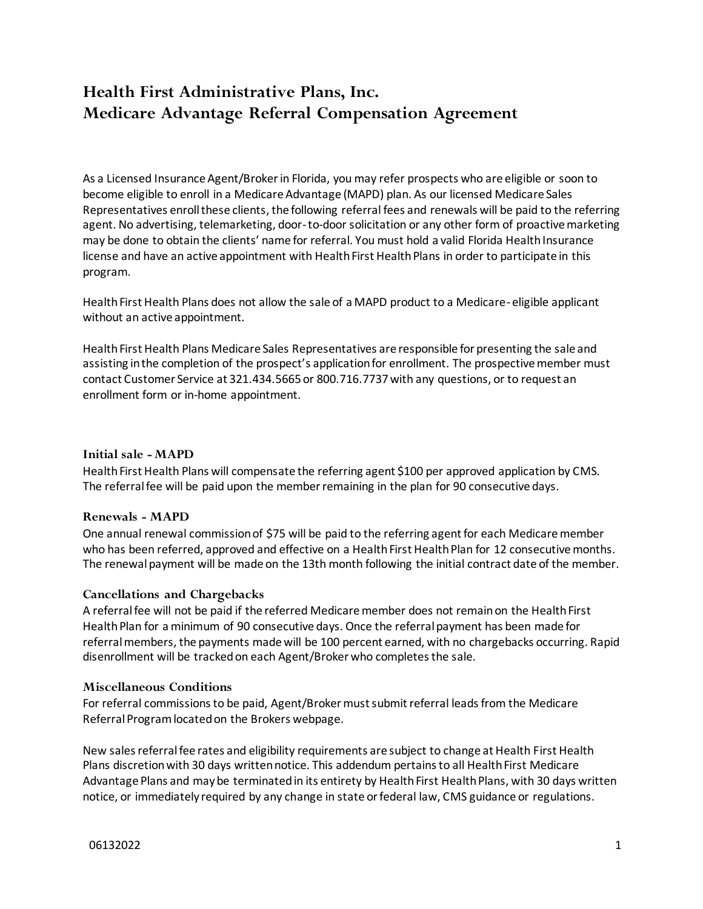# Health First Administrative Plans, Inc.
# Medicare Advantage Referral Compensation Agreement

As a Licensed Insurance Agent/Broker in Florida, you may refer prospects who are eligible or soon to become eligible to enroll in a Medicare Advantage (MAPD) plan. As our licensed Medicare Sales Representatives enroll these clients, the following referral fees and renewals will be paid to the referring agent. No advertising, telemarketing, door-to-door solicitation or any other form of proactive marketing may be done to obtain the clients' name for referral. You must hold a valid Florida Health Insurance license and have an active appointment with Health First Health Plans in order to participate in this program.

Health First Health Plans does not allow the sale of a MAPD product to a Medicare-eligible applicant without an active appointment.

Health First Health Plans Medicare Sales Representatives are responsible for presenting the sale and assisting in the completion of the prospect's application for enrollment. The prospective member must contact Customer Service at 321.434.5665 or 800.716.7737 with any questions, or to request an enrollment form or in-home appointment.

### Initial sale - MAPD

Health First Health Plans will compensate the referring agent $100 per approved application by CMS. The referral fee will be paid upon the member remaining in the plan for 90 consecutive days.

### Renewals - MAPD

One annual renewal commission of $75 will be paid to the referring agent for each Medicare member who has been referred, approved and effective on a Health First Health Plan for 12 consecutive months. The renewal payment will be made on the 13th month following the initial contract date of the member.

### Cancellations and Chargebacks

A referral fee will not be paid if the referred Medicare member does not remain on the Health First Health Plan for a minimum of 90 consecutive days. Once the referral payment has been made for referral members, the payments made will be 100 percent earned, with no chargebacks occurring. Rapid disenrollment will be tracked on each Agent/Broker who completes the sale.

### Miscellaneous Conditions

For referral commissions to be paid, Agent/Broker must submit referral leads from the Medicare Referral Program located on the Brokers webpage.

New sales referral fee rates and eligibility requirements are subject to change at Health First Health Plans discretion with 30 days written notice. This addendum pertains to all Health First Medicare Advantage Plans and may be terminated in its entirety by Health First Health Plans, with 30 days written notice, or immediately required by any change in state or federal law, CMS guidance or regulations.

06132022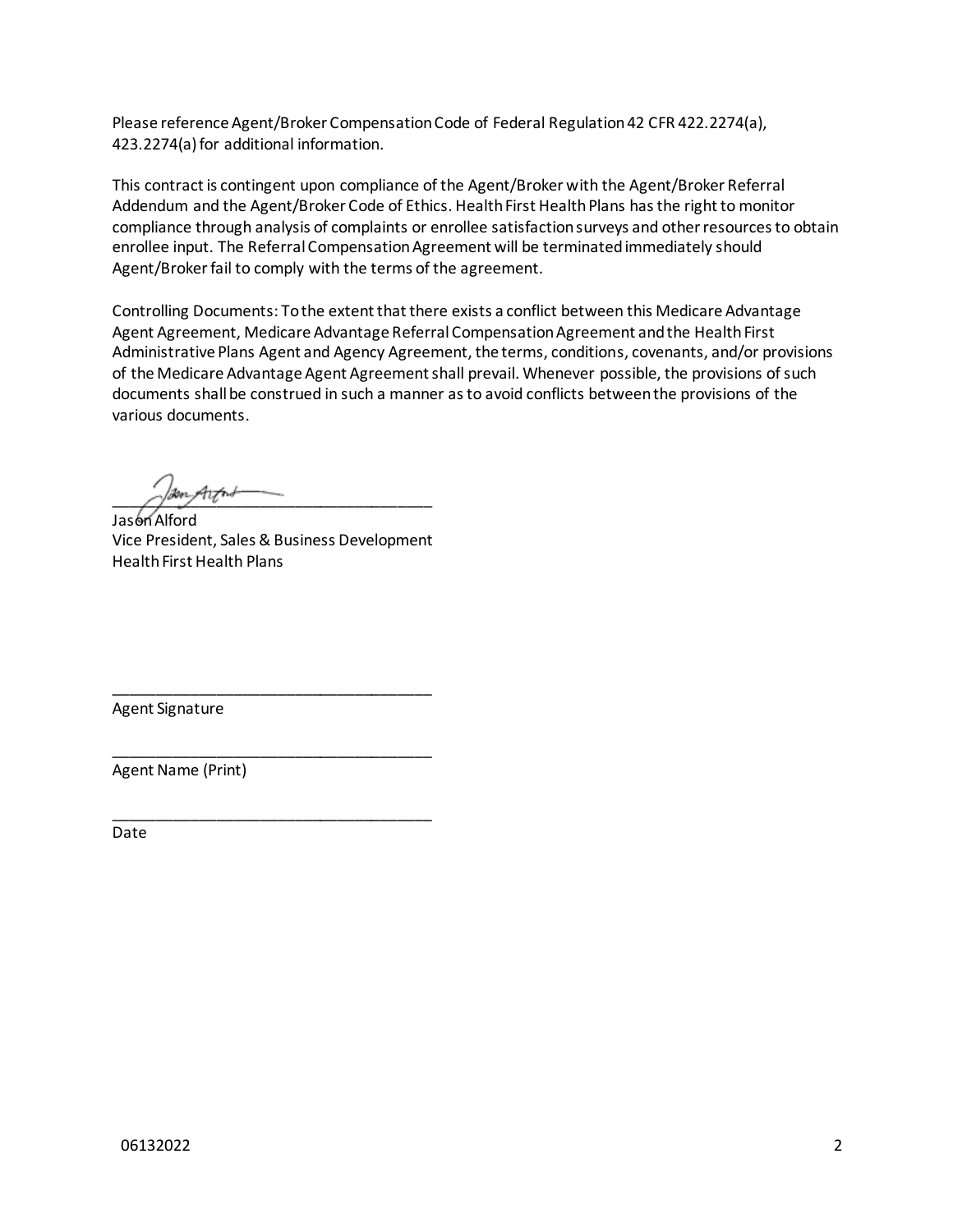Please reference Agent/Broker Compensation Code of Federal Regulation 42 CFR 422.2274(a), 423.2274(a) for additional information.

This contract is contingent upon compliance of the Agent/Broker with the Agent/Broker Referral Addendum and the Agent/Broker Code of Ethics. Health First Health Plans has the right to monitor compliance through analysis of complaints or enrollee satisfaction surveys and other resources to obtain enrollee input. The Referral Compensation Agreement will be terminated immediately should Agent/Broker fail to comply with the terms of the agreement.

Controlling Documents: To the extent that there exists a conflict between this Medicare Advantage Agent Agreement, Medicare Advantage Referral Compensation Agreement and the Health First Administrative Plans Agent and Agency Agreement, the terms, conditions, covenants, and/or provisions of the Medicare Advantage Agent Agreement shall prevail. Whenever possible, the provisions of such documents shall be construed in such a manner as to avoid conflicts between the provisions of the various documents.

\_\_\_\_\_\_\_\_\_\_\_\_\_\_\_\_\_\_\_\_\_\_\_\_\_\_\_\_\_\_\_\_\_\_\_\_\_\_
Jason Alford
Vice President, Sales & Business Development
Health First Health Plans

\_\_\_\_\_\_\_\_\_\_\_\_\_\_\_\_\_\_\_\_\_\_\_\_\_\_\_\_\_\_\_\_\_\_\_\_\_\_
Agent Signature

\_\_\_\_\_\_\_\_\_\_\_\_\_\_\_\_\_\_\_\_\_\_\_\_\_\_\_\_\_\_\_\_\_\_\_\_\_\_
Agent Name (Print)

\_\_\_\_\_\_\_\_\_\_\_\_\_\_\_\_\_\_\_\_\_\_\_\_\_\_\_\_\_\_\_\_\_\_\_\_\_\_
Date

06132022